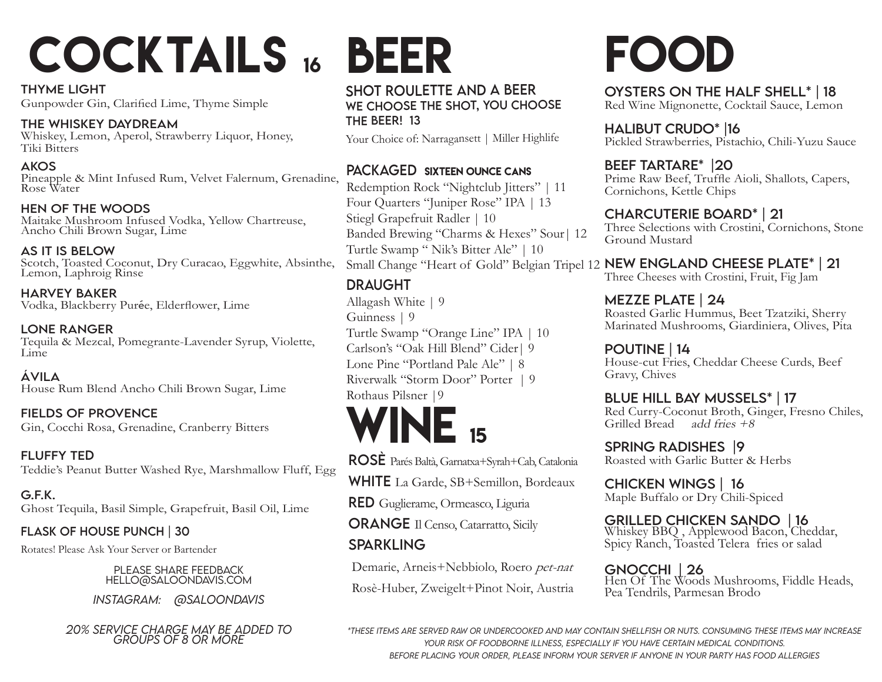# COCKTAILS 16

### THYME LIGHT
Gunpowder Gin, Clarified Lime, Thyme Simple

### THE WHISKEY DAYDREAM
Whiskey, Lemon, Aperol, Strawberry Liquor, Honey, Tiki Bitters

### AKOS
Pineapple & Mint Infused Rum, Velvet Falernum, Grenadine, Rose Water

### HEN OF THE WOODS
Maitake Mushroom Infused Vodka, Yellow Chartreuse, Ancho Chili Brown Sugar, Lime

### AS IT IS BELOW
Scotch, Toasted Coconut, Dry Curacao, Eggwhite, Absinthe, Lemon, Laphroig Rinse

### HARVEY BAKER
Vodka, Blackberry Purée, Elderflower, Lime

### LONE RANGER
Tequila & Mezcal, Pomegrante-Lavender Syrup, Violette, Lime

### ÁVILA
House Rum Blend Ancho Chili Brown Sugar, Lime

### FIELDS OF PROVENCE
Gin, Cocchi Rosa, Grenadine, Cranberry Bitters

### FLUFFY TED
Teddie's Peanut Butter Washed Rye, Marshmallow Fluff, Egg

### G.F.K.
Ghost Tequila, Basil Simple, Grapefruit, Basil Oil, Lime

### FLASK OF HOUSE PUNCH | 30
Rotates! Please Ask Your Server or Bartender

PLEASE SHARE FEEDBACK
HELLO@SALOONDAVIS.COM

*INSTAGRAM: @SALOONDAVIS*

*20% SERVICE CHARGE MAY BE ADDED TO GROUPS OF 8 OR MORE*

# BEER

### SHOT ROULETTE AND A BEER
**WE CHOOSE THE SHOT, YOU CHOOSE THE BEER! 13**

Your Choice of: Narragansett | Miller Highlife

### PACKAGED SIXTEEN OUNCE CANS
Redemption Rock "Nightclub Jitters" | 11
Four Quarters "Juniper Rose" IPA | 13
Stiegl Grapefruit Radler | 10
Banded Brewing "Charms & Hexes" Sour| 12
Turtle Swamp " Nik's Bitter Ale" | 10
Small Change "Heart of Gold" Belgian Tripel 12

### DRAUGHT
Allagash White | 9
Guinness | 9
Turtle Swamp "Orange Line" IPA | 10
Carlson's "Oak Hill Blend" Cider| 9
Lone Pine "Portland Pale Ale" | 8
Riverwalk "Storm Door" Porter | 9
Rothaus Pilsner |9

# WINE 15

**ROSÈ** Parés Baltà, Garnatxa+Syrah+Cab, Catalonia

**WHITE** La Garde, SB+Semillon, Bordeaux

**RED** Guglierame, Ormeasco, Liguria

**ORANGE** Il Censo, Catarratto, Sicily

**SPARKLING**

Demarie, Arneis+Nebbiolo, Roero *pet-nat*

Rosè-Huber, Zweigelt+Pinot Noir, Austria

# FOOD

### OYSTERS ON THE HALF SHELL* | 18
Red Wine Mignonette, Cocktail Sauce, Lemon

### HALIBUT CRUDO* |16
Pickled Strawberries, Pistachio, Chili-Yuzu Sauce

### BEEF TARTARE* |20
Prime Raw Beef, Truffle Aioli, Shallots, Capers, Cornichons, Kettle Chips

### CHARCUTERIE BOARD* | 21
Three Selections with Crostini, Cornichons, Stone Ground Mustard

### NEW ENGLAND CHEESE PLATE* | 21
Three Cheeses with Crostini, Fruit, Fig Jam

### MEZZE PLATE | 24
Roasted Garlic Hummus, Beet Tzatziki, Sherry Marinated Mushrooms, Giardiniera, Olives, Pita

### POUTINE | 14
House-cut Fries, Cheddar Cheese Curds, Beef Gravy, Chives

### BLUE HILL BAY MUSSELS* | 17
Red Curry-Coconut Broth, Ginger, Fresno Chiles, Grilled Bread *add fries +8*

### SPRING RADISHES |9
Roasted with Garlic Butter & Herbs

### CHICKEN WINGS | 16
Maple Buffalo or Dry Chili-Spiced

### GRILLED CHICKEN SANDO | 16
Whiskey BBQ , Applewood Bacon, Cheddar, Spicy Ranch, Toasted Telera fries or salad

### GNOCCHI | 26
Hen Of The Woods Mushrooms, Fiddle Heads, Pea Tendrils, Parmesan Brodo

*\*THESE ITEMS ARE SERVED RAW OR UNDERCOOKED AND MAY CONTAIN SHELLFISH OR NUTS. CONSUMING THESE ITEMS MAY INCREASE YOUR RISK OF FOODBORNE ILLNESS, ESPECIALLY IF YOU HAVE CERTAIN MEDICAL CONDITIONS. BEFORE PLACING YOUR ORDER, PLEASE INFORM YOUR SERVER IF ANYONE IN YOUR PARTY HAS FOOD ALLERGIES*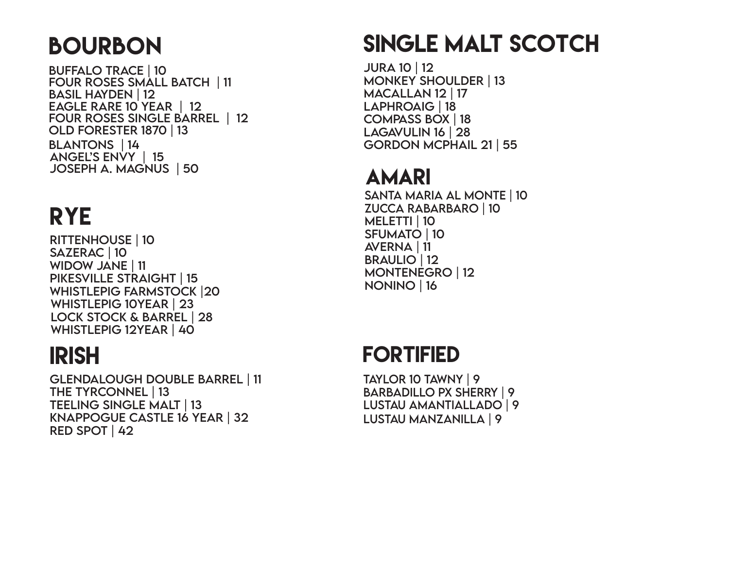# BOURBON

BUFFALO TRACE | 10
FOUR ROSES SMALL BATCH | 11
BASIL HAYDEN | 12
EAGLE RARE 10 YEAR | 12
FOUR ROSES SINGLE BARREL | 12
OLD FORESTER 1870 | 13
BLANTONS | 14
ANGEL'S ENVY | 15
JOSEPH A. MAGNUS | 50

# RYE

RITTENHOUSE | 10
SAZERAC | 10
WIDOW JANE | 11
PIKESVILLE STRAIGHT | 15
WHISTLEPIG FARMSTOCK |20
WHISTLEPIG 10YEAR | 23
LOCK STOCK & BARREL | 28
WHISTLEPIG 12YEAR | 40

# IRISH

GLENDALOUGH DOUBLE BARREL | 11
THE TYRCONNEL | 13
TEELING SINGLE MALT | 13
KNAPPOGUE CASTLE 16 YEAR | 32
RED SPOT | 42

# SINGLE MALT SCOTCH

JURA 10 | 12
MONKEY SHOULDER | 13
MACALLAN 12 | 17
LAPHROAIG | 18
COMPASS BOX | 18
LAGAVULIN 16 | 28
GORDON MCPHAIL 21 | 55

# AMARI

SANTA MARIA AL MONTE | 10
ZUCCA RABARBARO | 10
MELETTI | 10
SFUMATO | 10
AVERNA | 11
BRAULIO | 12
MONTENEGRO | 12
NONINO | 16

# FORTIFIED

TAYLOR 10 TAWNY | 9
BARBADILLO PX SHERRY | 9
LUSTAU AMANTIALLADO | 9
LUSTAU MANZANILLA | 9